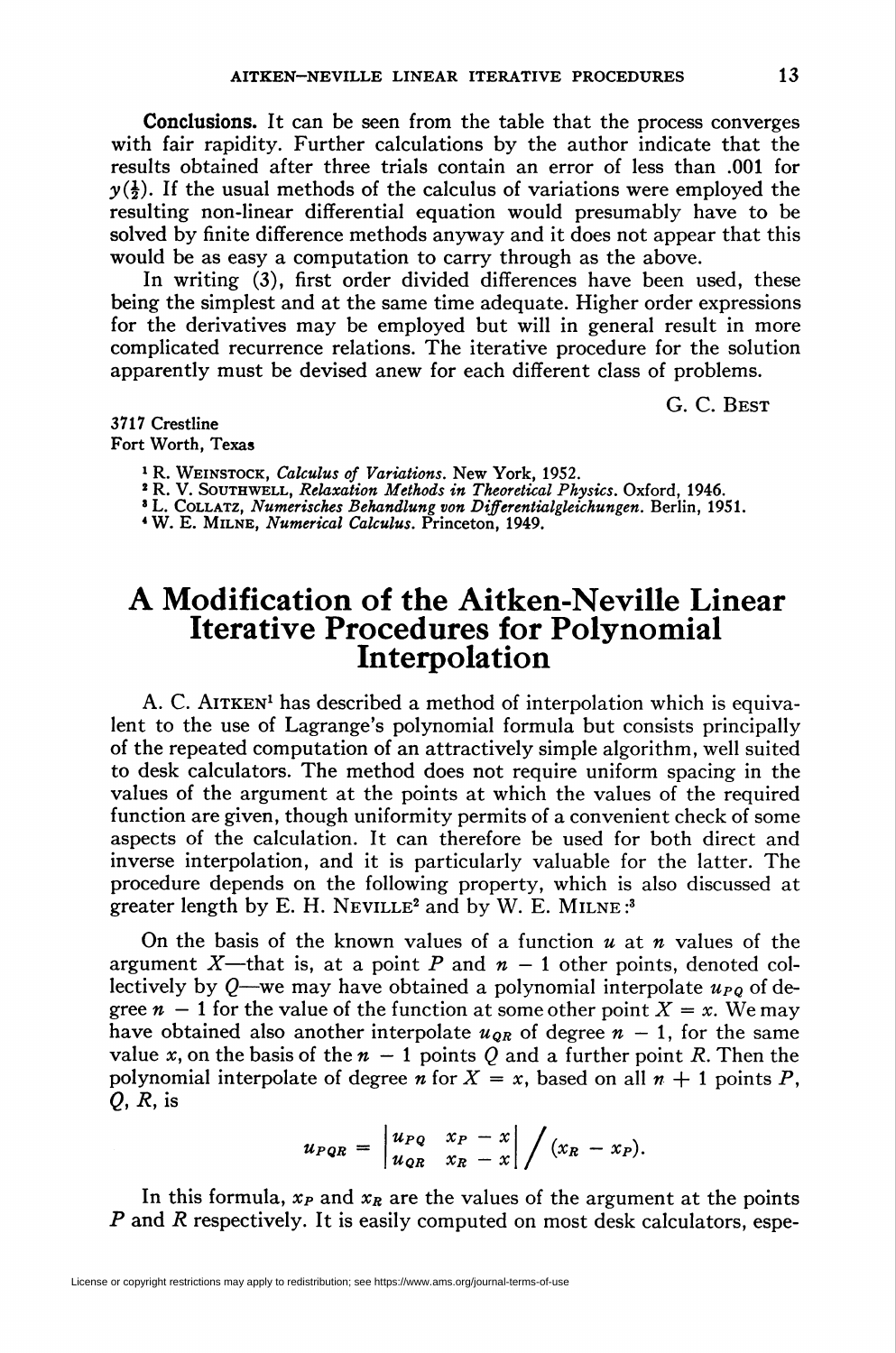**Conclusions.** It can be seen from the table that the process converges with fair rapidity. Further calculations by the author indicate that the results obtained after three trials contain an error of less than .001 for $y(\frac{1}{2})$. If the usual methods of the calculus of variations were employed the resulting non-linear differential equation would presumably have to be solved by finite difference methods anyway and it does not appear that this would be as easy a computation to carry through as the above.

In writing (3), first order divided differences have been used, these being the simplest and at the same time adequate. Higher order expressions for the derivatives may be employed but will in general result in more complicated recurrence relations. The iterative procedure for the solution apparently must be devised anew for each different class of problems.

G. C. Best

3717 Crestline
Fort Worth, Texas

[1] R. Weinstock, *Calculus of Variations*. New York, 1952.
[2] R. V. Southwell, *Relaxation Methods in Theoretical Physics*. Oxford, 1946.
[3] L. Collatz, *Numerisches Behandlung von Differentialgleichungen*. Berlin, 1951.
[4] W. E. Milne, *Numerical Calculus*. Princeton, 1949.

# A Modification of the Aitken-Neville Linear Iterative Procedures for Polynomial Interpolation

A. C. Aitken[1] has described a method of interpolation which is equivalent to the use of Lagrange's polynomial formula but consists principally of the repeated computation of an attractively simple algorithm, well suited to desk calculators. The method does not require uniform spacing in the values of the argument at the points at which the values of the required function are given, though uniformity permits of a convenient check of some aspects of the calculation. It can therefore be used for both direct and inverse interpolation, and it is particularly valuable for the latter. The procedure depends on the following property, which is also discussed at greater length by E. H. Neville[2] and by W. E. Milne:[3]

On the basis of the known values of a function $u$ at $n$ values of the argument $X$—that is, at a point $P$ and $n - 1$ other points, denoted collectively by $Q$—we may have obtained a polynomial interpolate $u_{PQ}$ of degree $n - 1$ for the value of the function at some other point $X = x$. We may have obtained also another interpolate $u_{QR}$ of degree $n - 1$, for the same value $x$, on the basis of the $n - 1$ points $Q$ and a further point $R$. Then the polynomial interpolate of degree $n$ for $X = x$, based on all $n + 1$ points $P$, $Q$, $R$, is

$$u_{PQR} = \begin{vmatrix} u_{PQ} & x_P - x \\ u_{QR} & x_R - x \end{vmatrix} \Big/ (x_R - x_P).$$

In this formula, $x_P$ and $x_R$ are the values of the argument at the points $P$ and $R$ respectively. It is easily computed on most desk calculators, espe-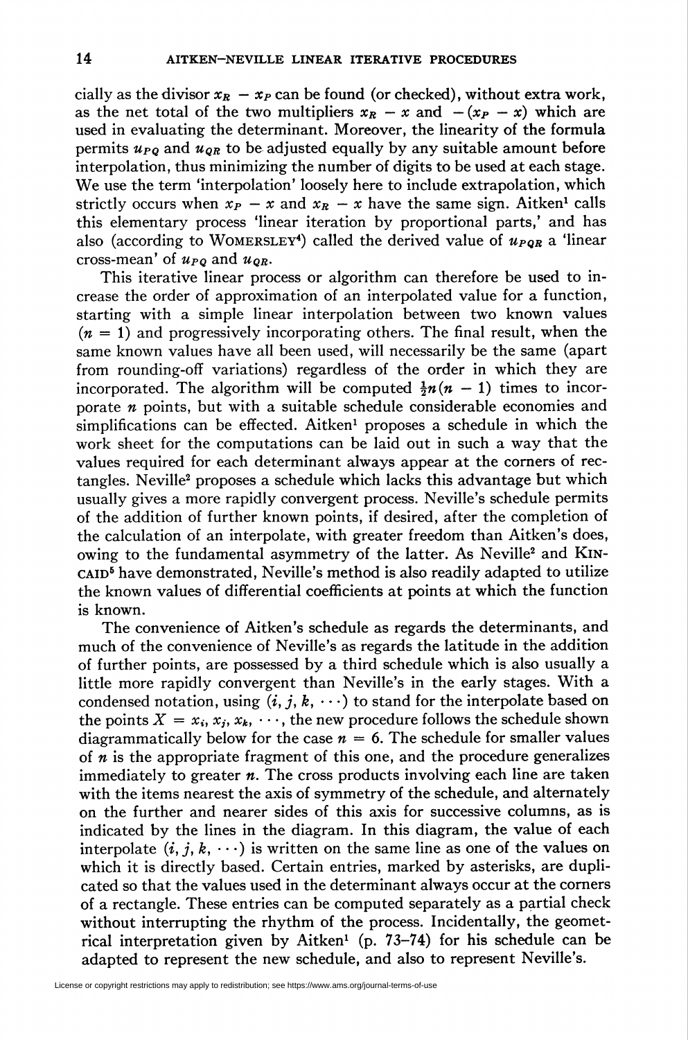cially as the divisor $x_R - x_P$ can be found (or checked), without extra work, as the net total of the two multipliers $x_R - x$ and $-(x_P - x)$ which are used in evaluating the determinant. Moreover, the linearity of the formula permits $u_{PQ}$ and $u_{QR}$ to be adjusted equally by any suitable amount before interpolation, thus minimizing the number of digits to be used at each stage. We use the term 'interpolation' loosely here to include extrapolation, which strictly occurs when $x_P - x$ and $x_R - x$ have the same sign. Aitken[1] calls this elementary process 'linear iteration by proportional parts,' and has also (according to WOMERSLEY[4]) called the derived value of $u_{PQR}$ a 'linear cross-mean' of $u_{PQ}$ and $u_{QR}$.

This iterative linear process or algorithm can therefore be used to increase the order of approximation of an interpolated value for a function, starting with a simple linear interpolation between two known values ($n = 1$) and progressively incorporating others. The final result, when the same known values have all been used, will necessarily be the same (apart from rounding-off variations) regardless of the order in which they are incorporated. The algorithm will be computed $\frac{1}{2}n(n - 1)$ times to incorporate $n$ points, but with a suitable schedule considerable economies and simplifications can be effected. Aitken[1] proposes a schedule in which the work sheet for the computations can be laid out in such a way that the values required for each determinant always appear at the corners of rectangles. Neville[2] proposes a schedule which lacks this advantage but which usually gives a more rapidly convergent process. Neville's schedule permits of the addition of further known points, if desired, after the completion of the calculation of an interpolate, with greater freedom than Aitken's does, owing to the fundamental asymmetry of the latter. As Neville[2] and KINCAID[5] have demonstrated, Neville's method is also readily adapted to utilize the known values of differential coefficients at points at which the function is known.

The convenience of Aitken's schedule as regards the determinants, and much of the convenience of Neville's as regards the latitude in the addition of further points, are possessed by a third schedule which is also usually a little more rapidly convergent than Neville's in the early stages. With a condensed notation, using $(i, j, k, \cdots)$ to stand for the interpolate based on the points $X = x_i, x_j, x_k, \cdots$, the new procedure follows the schedule shown diagrammatically below for the case $n = 6$. The schedule for smaller values of $n$ is the appropriate fragment of this one, and the procedure generalizes immediately to greater $n$. The cross products involving each line are taken with the items nearest the axis of symmetry of the schedule, and alternately on the further and nearer sides of this axis for successive columns, as is indicated by the lines in the diagram. In this diagram, the value of each interpolate $(i, j, k, \cdots)$ is written on the same line as one of the values on which it is directly based. Certain entries, marked by asterisks, are duplicated so that the values used in the determinant always occur at the corners of a rectangle. These entries can be computed separately as a partial check without interrupting the rhythm of the process. Incidentally, the geometrical interpretation given by Aitken[1] (p. 73–74) for his schedule can be adapted to represent the new schedule, and also to represent Neville's.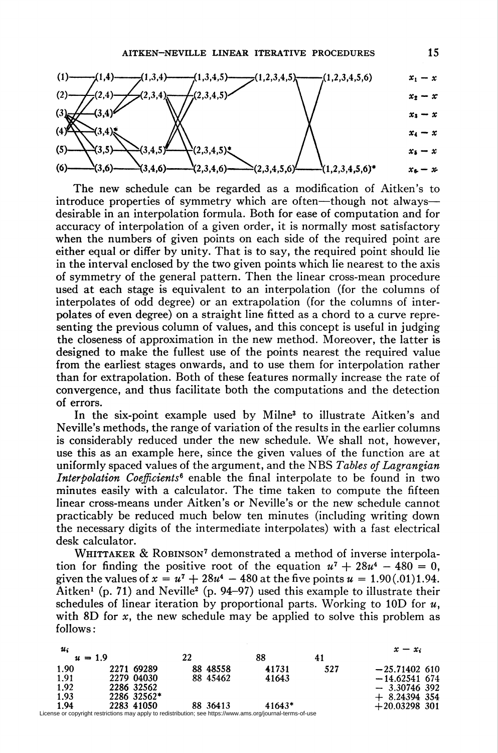(1) (1,4) (1,3,4) (1,3,4,5) (1,2,3,4,5) (1,2,3,4,5,6) $x_1 - x$

(2) (2,4) (2,3,4) (2,3,4,5) $x_2 - x$

(3) (3,4) $x_3 - x$

(4) (3,4)* $x_4 - x$

(5) (3,5) (3,4,5) (2,3,4,5)* $x_5 - x$

(6) (3,6) (3,4,6) (2,3,4,6) (2,3,4,5,6) (1,2,3,4,5,6)* $x_6 - x$

The new schedule can be regarded as a modification of Aitken's to introduce properties of symmetry which are often—though not always—desirable in an interpolation formula. Both for ease of computation and for accuracy of interpolation of a given order, it is normally most satisfactory when the numbers of given points on each side of the required point are either equal or differ by unity. That is to say, the required point should lie in the interval enclosed by the two given points which lie nearest to the axis of symmetry of the general pattern. Then the linear cross-mean procedure used at each stage is equivalent to an interpolation (for the columns of interpolates of odd degree) or an extrapolation (for the columns of interpolates of even degree) on a straight line fitted as a chord to a curve representing the previous column of values, and this concept is useful in judging the closeness of approximation in the new method. Moreover, the latter is designed to make the fullest use of the points nearest the required value from the earliest stages onwards, and to use them for interpolation rather than for extrapolation. Both of these features normally increase the rate of convergence, and thus facilitate both the computations and the detection of errors.

In the six-point example used by Milne[3] to illustrate Aitken's and Neville's methods, the range of variation of the results in the earlier columns is considerably reduced under the new schedule. We shall not, however, use this as an example here, since the given values of the function are at uniformly spaced values of the argument, and the NBS *Tables of Lagrangian Interpolation Coefficients*[6] enable the final interpolate to be found in two minutes easily with a calculator. The time taken to compute the fifteen linear cross-means under Aitken's or Neville's or the new schedule cannot practicably be reduced much below ten minutes (including writing down the necessary digits of the intermediate interpolates) with a fast electrical desk calculator.

WHITTAKER & ROBINSON[7] demonstrated a method of inverse interpolation for finding the positive root of the equation $u^7 + 28u^4 - 480 = 0$, given the values of $x = u^7 + 28u^4 - 480$ at the five points $u = 1.90(.01)1.94$. Aitken[1] (p. 71) and Neville[2] (p. 94–97) used this example to illustrate their schedules of linear iteration by proportional parts. Working to 10D for $u$, with 8D for $x$, the new schedule may be applied to solve this problem as follows:

| $u_i$ | $u = 1.9$ | 22 | 88 | 41 | $x - x_i$ |
|---|---|---|---|---|---|
| 1.90 | 2271 69289 | 88 48558 | 41731 | 527 | −25.71402 610 |
| 1.91 | 2279 04030 | 88 45462 | 41643 | | −14.62541 674 |
| 1.92 | 2286 32562 | | | | − 3.30746 392 |
| 1.93 | 2286 32562* | | | | + 8.24394 354 |
| 1.94 | 2283 41050 | 88 36413 | 41643* | | +20.03298 301 |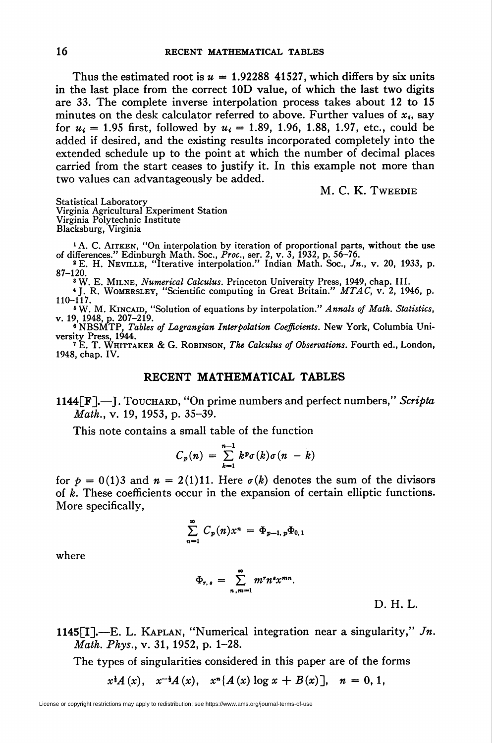Thus the estimated root is $u = 1.92288\ 41527$, which differs by six units in the last place from the correct 10D value, of which the last two digits are 33. The complete inverse interpolation process takes about 12 to 15 minutes on the desk calculator referred to above. Further values of $x_i$, say for $u_i = 1.95$ first, followed by $u_i = 1.89, 1.96, 1.88, 1.97$, etc., could be added if desired, and the existing results incorporated completely into the extended schedule up to the point at which the number of decimal places carried from the start ceases to justify it. In this example not more than two values can advantageously be added.

M. C. K. Tweedie

Statistical Laboratory
Virginia Agricultural Experiment Station
Virginia Polytechnic Institute
Blacksburg, Virginia

[1] A. C. Aitken, "On interpolation by iteration of proportional parts, without the use of differences." Edinburgh Math. Soc., *Proc.*, ser. 2, v. 3, 1932, p. 56–76.

[2] E. H. Neville, "Iterative interpolation." Indian Math. Soc., *Jn.*, v. 20, 1933, p. 87–120.

[3] W. E. Milne, *Numerical Calculus.* Princeton University Press, 1949, chap. III.

[4] J. R. Womersley, "Scientific computing in Great Britain." *MTAC*, v. 2, 1946, p. 110–117.

[5] W. M. Kincaid, "Solution of equations by interpolation." *Annals of Math. Statistics*, v. 19, 1948, p. 207–219.

[6] NBSMTP, *Tables of Lagrangian Interpolation Coefficients.* New York, Columbia University Press, 1944.

[7] E. T. Whittaker & G. Robinson, *The Calculus of Observations.* Fourth ed., London, 1948, chap. IV.

## RECENT MATHEMATICAL TABLES

**1144[F].**—J. Touchard, "On prime numbers and perfect numbers," *Scripta Math.*, v. 19, 1953, p. 35–39.

This note contains a small table of the function

$$C_p(n) = \sum_{k=1}^{n-1} k^p \sigma(k) \sigma(n-k)$$

for $p = 0(1)3$ and $n = 2(1)11$. Here $\sigma(k)$ denotes the sum of the divisors of $k$. These coefficients occur in the expansion of certain elliptic functions. More specifically,

$$\sum_{n=1}^{\infty} C_p(n) x^n = \Phi_{p-1,\,p} \Phi_{0,\,1}$$

where

$$\Phi_{r,\,s} = \sum_{n,m=1}^{\infty} m^r n^s x^{mn}.$$

D. H. L.

**1145[I].**—E. L. Kaplan, "Numerical integration near a singularity," *Jn. Math. Phys.*, v. 31, 1952, p. 1–28.

The types of singularities considered in this paper are of the forms

$$x^{\frac{1}{2}} A(x), \quad x^{-\frac{1}{2}} A(x), \quad x^n \{A(x) \log x + B(x)\}, \quad n = 0, 1,$$